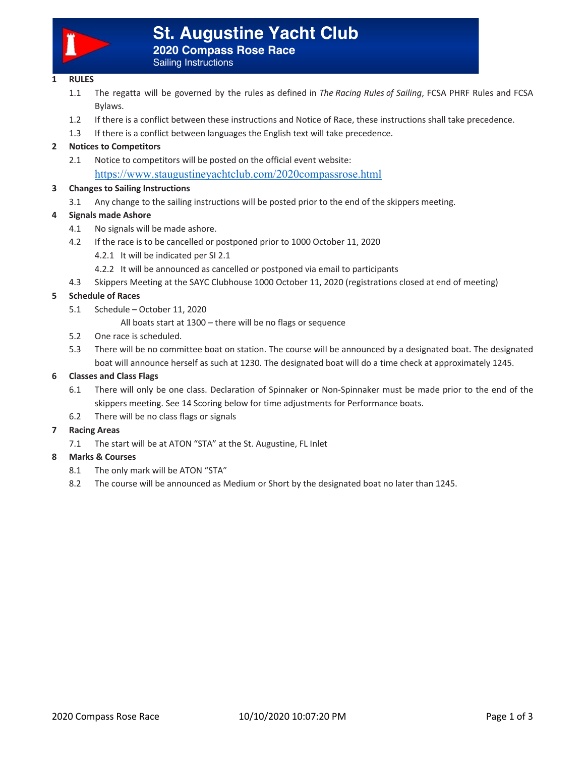# St. Augustine Yacht Club

## 2020 Compass Rose Race

Sailing Instructions

**1 RULES**

1.1 The regatta will be governed by the rules as defined in *The Racing Rules of Sailing*, FCSA PHRF Rules and FCSA Bylaws.

1.2 If there is a conflict between these instructions and Notice of Race, these instructions shall take precedence.

1.3 If there is a conflict between languages the English text will take precedence.

**2 Notices to Competitors**

2.1 Notice to competitors will be posted on the official event website: https://www.staugustineyachtclub.com/2020compassrose.html

**3 Changes to Sailing Instructions**

3.1 Any change to the sailing instructions will be posted prior to the end of the skippers meeting.

**4 Signals made Ashore**

4.1 No signals will be made ashore.

4.2 If the race is to be cancelled or postponed prior to 1000 October 11, 2020

4.2.1 It will be indicated per SI 2.1

4.2.2 It will be announced as cancelled or postponed via email to participants

4.3 Skippers Meeting at the SAYC Clubhouse 1000 October 11, 2020 (registrations closed at end of meeting)

**5 Schedule of Races**

5.1 Schedule – October 11, 2020

All boats start at 1300 – there will be no flags or sequence

5.2 One race is scheduled.

5.3 There will be no committee boat on station. The course will be announced by a designated boat. The designated boat will announce herself as such at 1230. The designated boat will do a time check at approximately 1245.

**6 Classes and Class Flags**

6.1 There will only be one class. Declaration of Spinnaker or Non-Spinnaker must be made prior to the end of the skippers meeting. See 14 Scoring below for time adjustments for Performance boats.

6.2 There will be no class flags or signals

**7 Racing Areas**

7.1 The start will be at ATON "STA" at the St. Augustine, FL Inlet

**8 Marks & Courses**

8.1 The only mark will be ATON "STA"

8.2 The course will be announced as Medium or Short by the designated boat no later than 1245.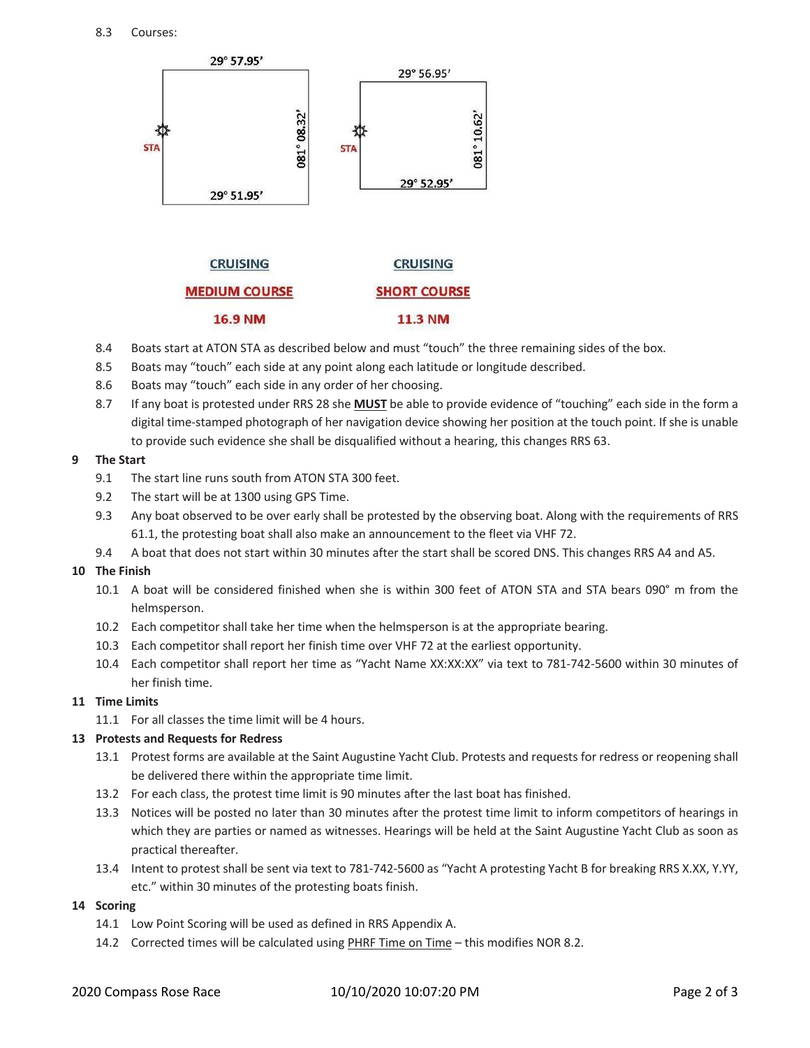8.3 Courses:

29° 57.95′

STA

081° 08.32′

29° 51.95′

**CRUISING**

**MEDIUM COURSE**

**16.9 NM**

29° 56.95′

STA

081° 10.62′

29° 52.95′

**CRUISING**

**SHORT COURSE**

**11.3 NM**

8.4 Boats start at ATON STA as described below and must "touch" the three remaining sides of the box.

8.5 Boats may "touch" each side at any point along each latitude or longitude described.

8.6 Boats may "touch" each side in any order of her choosing.

8.7 If any boat is protested under RRS 28 she **MUST** be able to provide evidence of "touching" each side in the form a digital time-stamped photograph of her navigation device showing her position at the touch point. If she is unable to provide such evidence she shall be disqualified without a hearing, this changes RRS 63.

## 9 The Start

9.1 The start line runs south from ATON STA 300 feet.

9.2 The start will be at 1300 using GPS Time.

9.3 Any boat observed to be over early shall be protested by the observing boat. Along with the requirements of RRS 61.1, the protesting boat shall also make an announcement to the fleet via VHF 72.

9.4 A boat that does not start within 30 minutes after the start shall be scored DNS. This changes RRS A4 and A5.

## 10 The Finish

10.1 A boat will be considered finished when she is within 300 feet of ATON STA and STA bears 090° m from the helmsperson.

10.2 Each competitor shall take her time when the helmsperson is at the appropriate bearing.

10.3 Each competitor shall report her finish time over VHF 72 at the earliest opportunity.

10.4 Each competitor shall report her time as "Yacht Name XX:XX:XX" via text to 781-742-5600 within 30 minutes of her finish time.

## 11 Time Limits

11.1 For all classes the time limit will be 4 hours.

## 13 Protests and Requests for Redress

13.1 Protest forms are available at the Saint Augustine Yacht Club. Protests and requests for redress or reopening shall be delivered there within the appropriate time limit.

13.2 For each class, the protest time limit is 90 minutes after the last boat has finished.

13.3 Notices will be posted no later than 30 minutes after the protest time limit to inform competitors of hearings in which they are parties or named as witnesses. Hearings will be held at the Saint Augustine Yacht Club as soon as practical thereafter.

13.4 Intent to protest shall be sent via text to 781-742-5600 as "Yacht A protesting Yacht B for breaking RRS X.XX, Y.YY, etc." within 30 minutes of the protesting boats finish.

## 14 Scoring

14.1 Low Point Scoring will be used as defined in RRS Appendix A.

14.2 Corrected times will be calculated using PHRF Time on Time – this modifies NOR 8.2.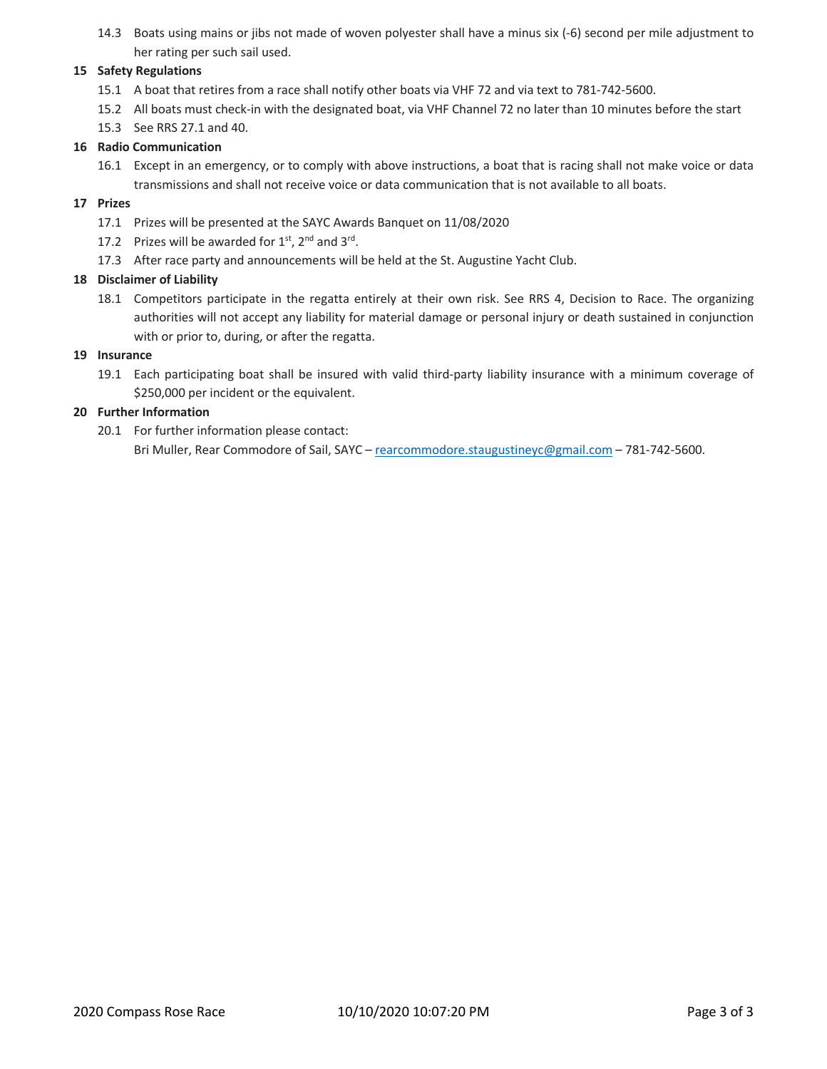14.3 Boats using mains or jibs not made of woven polyester shall have a minus six (-6) second per mile adjustment to her rating per such sail used.

## 15 Safety Regulations

15.1 A boat that retires from a race shall notify other boats via VHF 72 and via text to 781-742-5600.

15.2 All boats must check-in with the designated boat, via VHF Channel 72 no later than 10 minutes before the start

15.3 See RRS 27.1 and 40.

## 16 Radio Communication

16.1 Except in an emergency, or to comply with above instructions, a boat that is racing shall not make voice or data transmissions and shall not receive voice or data communication that is not available to all boats.

## 17 Prizes

17.1 Prizes will be presented at the SAYC Awards Banquet on 11/08/2020

17.2 Prizes will be awarded for 1st, 2nd and 3rd.

17.3 After race party and announcements will be held at the St. Augustine Yacht Club.

## 18 Disclaimer of Liability

18.1 Competitors participate in the regatta entirely at their own risk. See RRS 4, Decision to Race. The organizing authorities will not accept any liability for material damage or personal injury or death sustained in conjunction with or prior to, during, or after the regatta.

## 19 Insurance

19.1 Each participating boat shall be insured with valid third-party liability insurance with a minimum coverage of $250,000 per incident or the equivalent.

## 20 Further Information

20.1 For further information please contact:
Bri Muller, Rear Commodore of Sail, SAYC – rearcommodore.staugustineyc@gmail.com – 781-742-5600.